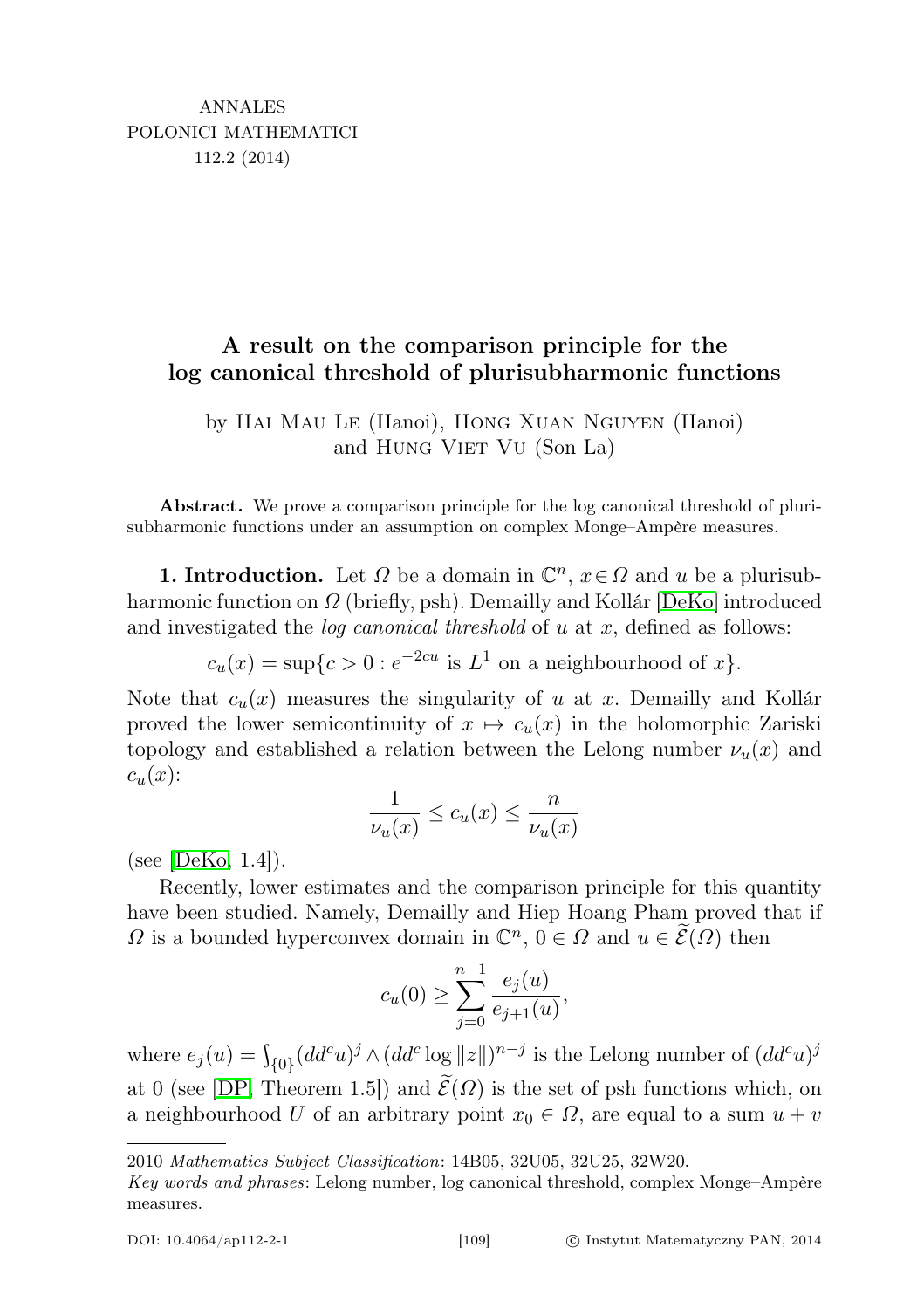ANNALES
POLONICI MATHEMATICI
112.2 (2014)

# A result on the comparison principle for the log canonical threshold of plurisubharmonic functions

by Hai Mau Le (Hanoi), Hong Xuan Nguyen (Hanoi) and Hung Viet Vu (Son La)

**Abstract.** We prove a comparison principle for the log canonical threshold of plurisubharmonic functions under an assumption on complex Monge–Ampère measures.

**1. Introduction.** Let $\Omega$ be a domain in $\mathbb{C}^n$, $x \in \Omega$ and $u$ be a plurisubharmonic function on $\Omega$ (briefly, psh). Demailly and Kollár [DeKo] introduced and investigated the *log canonical threshold* of $u$ at $x$, defined as follows:

$$c_u(x) = \sup\{c > 0 : e^{-2cu} \text{ is } L^1 \text{ on a neighbourhood of } x\}.$$

Note that $c_u(x)$ measures the singularity of $u$ at $x$. Demailly and Kollár proved the lower semicontinuity of $x \mapsto c_u(x)$ in the holomorphic Zariski topology and established a relation between the Lelong number $\nu_u(x)$ and $c_u(x)$:

$$\frac{1}{\nu_u(x)} \leq c_u(x) \leq \frac{n}{\nu_u(x)}$$

(see [DeKo, 1.4]).

Recently, lower estimates and the comparison principle for this quantity have been studied. Namely, Demailly and Hiep Hoang Pham proved that if $\Omega$ is a bounded hyperconvex domain in $\mathbb{C}^n$, $0 \in \Omega$ and $u \in \widetilde{\mathcal{E}}(\Omega)$ then

$$c_u(0) \geq \sum_{j=0}^{n-1} \frac{e_j(u)}{e_{j+1}(u)},$$

where $e_j(u) = \int_{\{0\}} (dd^c u)^j \wedge (dd^c \log \|z\|)^{n-j}$ is the Lelong number of $(dd^c u)^j$ at 0 (see [DP, Theorem 1.5]) and $\widetilde{\mathcal{E}}(\Omega)$ is the set of psh functions which, on a neighbourhood $U$ of an arbitrary point $x_0 \in \Omega$, are equal to a sum $u + v$

2010 *Mathematics Subject Classification*: 14B05, 32U05, 32U25, 32W20.

*Key words and phrases*: Lelong number, log canonical threshold, complex Monge–Ampère measures.

DOI: 10.4064/ap112-2-1 © Instytut Matematyczny PAN, 2014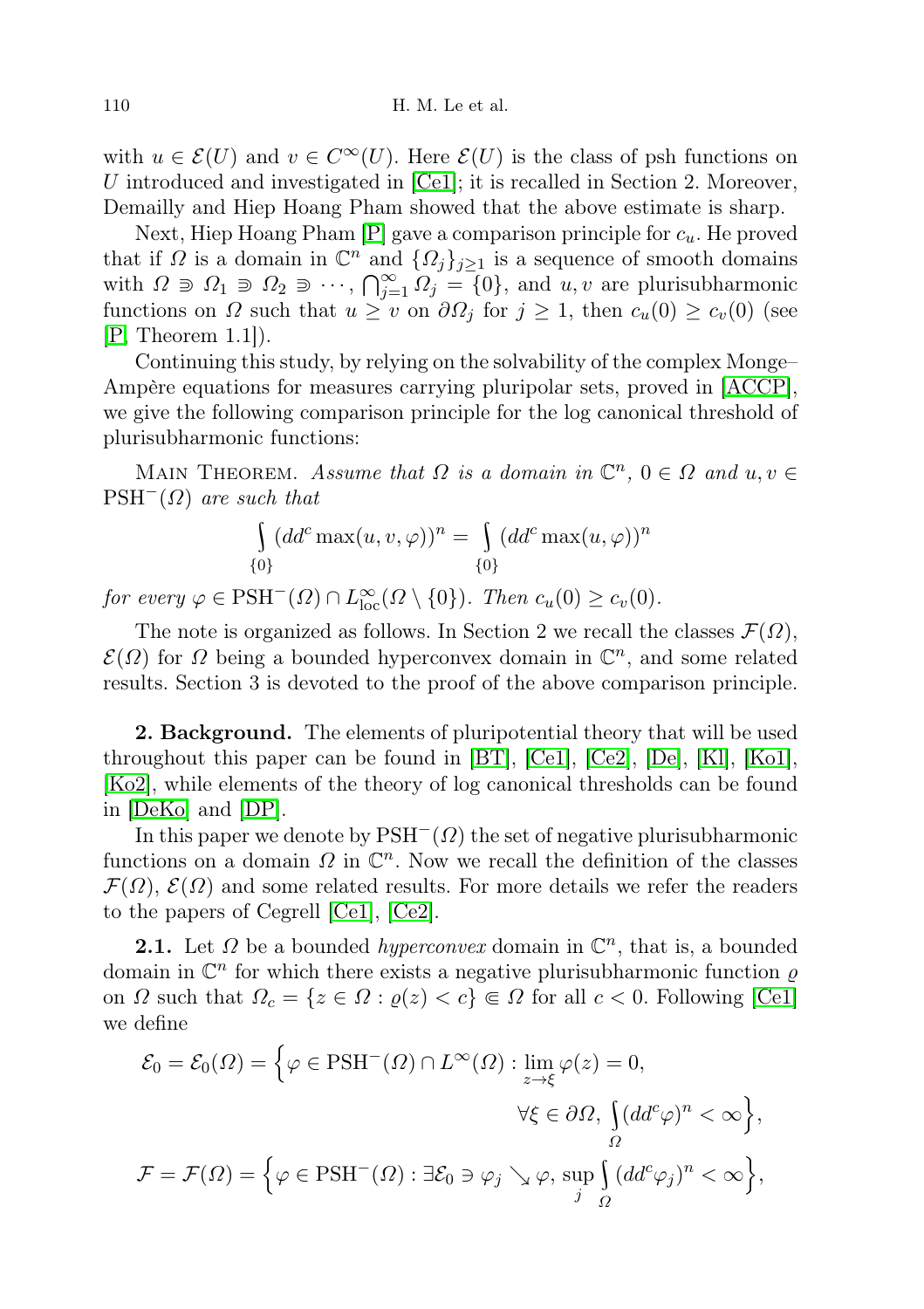with $u \in \mathcal{E}(U)$ and $v \in C^\infty(U)$. Here $\mathcal{E}(U)$ is the class of psh functions on $U$ introduced and investigated in [Ce1]; it is recalled in Section 2. Moreover, Demailly and Hiep Hoang Pham showed that the above estimate is sharp.

Next, Hiep Hoang Pham [P] gave a comparison principle for $c_u$. He proved that if $\Omega$ is a domain in $\mathbb{C}^n$ and $\{\Omega_j\}_{j\geq 1}$ is a sequence of smooth domains with $\Omega \Supset \Omega_1 \Supset \Omega_2 \Supset \cdots$, $\bigcap_{j=1}^\infty \Omega_j = \{0\}$, and $u, v$ are plurisubharmonic functions on $\Omega$ such that $u \geq v$ on $\partial\Omega_j$ for $j \geq 1$, then $c_u(0) \geq c_v(0)$ (see [P, Theorem 1.1]).

Continuing this study, by relying on the solvability of the complex Monge–Ampère equations for measures carrying pluripolar sets, proved in [ACCP], we give the following comparison principle for the log canonical threshold of plurisubharmonic functions:

Main Theorem. *Assume that $\Omega$ is a domain in $\mathbb{C}^n$, $0 \in \Omega$ and $u, v \in \mathrm{PSH}^-(\Omega)$ are such that*

$$\int_{\{0\}} (dd^c \max(u, v, \varphi))^n = \int_{\{0\}} (dd^c \max(u, \varphi))^n$$

*for every $\varphi \in \mathrm{PSH}^-(\Omega) \cap L^\infty_{\mathrm{loc}}(\Omega \setminus \{0\})$. Then $c_u(0) \geq c_v(0)$.*

The note is organized as follows. In Section 2 we recall the classes $\mathcal{F}(\Omega)$, $\mathcal{E}(\Omega)$ for $\Omega$ being a bounded hyperconvex domain in $\mathbb{C}^n$, and some related results. Section 3 is devoted to the proof of the above comparison principle.

## 2. Background.

The elements of pluripotential theory that will be used throughout this paper can be found in [BT], [Ce1], [Ce2], [De], [Kl], [Ko1], [Ko2], while elements of the theory of log canonical thresholds can be found in [DeKo] and [DP].

In this paper we denote by $\mathrm{PSH}^-(\Omega)$ the set of negative plurisubharmonic functions on a domain $\Omega$ in $\mathbb{C}^n$. Now we recall the definition of the classes $\mathcal{F}(\Omega)$, $\mathcal{E}(\Omega)$ and some related results. For more details we refer the readers to the papers of Cegrell [Ce1], [Ce2].

**2.1.** Let $\Omega$ be a bounded *hyperconvex* domain in $\mathbb{C}^n$, that is, a bounded domain in $\mathbb{C}^n$ for which there exists a negative plurisubharmonic function $\varrho$ on $\Omega$ such that $\Omega_c = \{z \in \Omega : \varrho(z) < c\} \Subset \Omega$ for all $c < 0$. Following [Ce1] we define

$$\mathcal{E}_0 = \mathcal{E}_0(\Omega) = \Big\{\varphi \in \mathrm{PSH}^-(\Omega) \cap L^\infty(\Omega) : \lim_{z\to\xi} \varphi(z) = 0, \; \forall \xi \in \partial\Omega, \; \int_\Omega (dd^c\varphi)^n < \infty\Big\},$$

$$\mathcal{F} = \mathcal{F}(\Omega) = \Big\{\varphi \in \mathrm{PSH}^-(\Omega) : \exists \mathcal{E}_0 \ni \varphi_j \searrow \varphi, \; \sup_j \int_\Omega (dd^c\varphi_j)^n < \infty\Big\},$$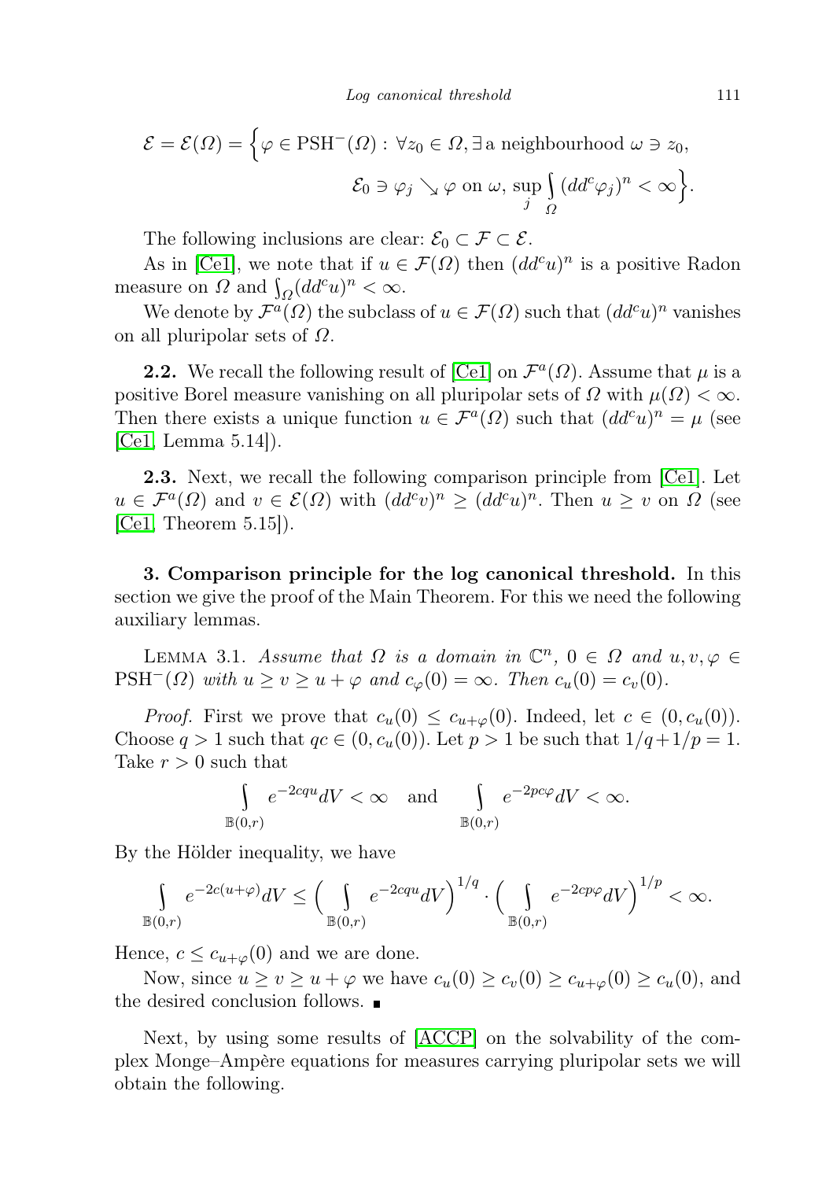$$\mathcal{E} = \mathcal{E}(\Omega) = \Big\{ \varphi \in \mathrm{PSH}^-(\Omega) : \forall z_0 \in \Omega, \exists \,\text{a neighbourhood}\ \omega \ni z_0, \\ \mathcal{E}_0 \ni \varphi_j \searrow \varphi \text{ on } \omega, \sup_j \int_\Omega (dd^c \varphi_j)^n < \infty \Big\}.$$

The following inclusions are clear: $\mathcal{E}_0 \subset \mathcal{F} \subset \mathcal{E}$.

As in [Ce1], we note that if $u \in \mathcal{F}(\Omega)$ then $(dd^c u)^n$ is a positive Radon measure on $\Omega$ and $\int_\Omega (dd^c u)^n < \infty$.

We denote by $\mathcal{F}^a(\Omega)$ the subclass of $u \in \mathcal{F}(\Omega)$ such that $(dd^c u)^n$ vanishes on all pluripolar sets of $\Omega$.

**2.2.** We recall the following result of [Ce1] on $\mathcal{F}^a(\Omega)$. Assume that $\mu$ is a positive Borel measure vanishing on all pluripolar sets of $\Omega$ with $\mu(\Omega) < \infty$. Then there exists a unique function $u \in \mathcal{F}^a(\Omega)$ such that $(dd^c u)^n = \mu$ (see [Ce1, Lemma 5.14]).

**2.3.** Next, we recall the following comparison principle from [Ce1]. Let $u \in \mathcal{F}^a(\Omega)$ and $v \in \mathcal{E}(\Omega)$ with $(dd^c v)^n \geq (dd^c u)^n$. Then $u \geq v$ on $\Omega$ (see [Ce1, Theorem 5.15]).

**3. Comparison principle for the log canonical threshold.** In this section we give the proof of the Main Theorem. For this we need the following auxiliary lemmas.

Lemma 3.1. *Assume that $\Omega$ is a domain in $\mathbb{C}^n$, $0 \in \Omega$ and $u, v, \varphi \in \mathrm{PSH}^-(\Omega)$ with $u \geq v \geq u + \varphi$ and $c_\varphi(0) = \infty$. Then $c_u(0) = c_v(0)$.*

*Proof.* First we prove that $c_u(0) \leq c_{u+\varphi}(0)$. Indeed, let $c \in (0, c_u(0))$. Choose $q > 1$ such that $qc \in (0, c_u(0))$. Let $p > 1$ be such that $1/q + 1/p = 1$. Take $r > 0$ such that

$$\int_{\mathbb{B}(0,r)} e^{-2cqu} dV < \infty \quad \text{and} \quad \int_{\mathbb{B}(0,r)} e^{-2pc\varphi} dV < \infty.$$

By the Hölder inequality, we have

$$\int_{\mathbb{B}(0,r)} e^{-2c(u+\varphi)} dV \leq \Big( \int_{\mathbb{B}(0,r)} e^{-2cqu} dV \Big)^{1/q} \cdot \Big( \int_{\mathbb{B}(0,r)} e^{-2cp\varphi} dV \Big)^{1/p} < \infty.$$

Hence, $c \leq c_{u+\varphi}(0)$ and we are done.

Now, since $u \geq v \geq u + \varphi$ we have $c_u(0) \geq c_v(0) \geq c_{u+\varphi}(0) \geq c_u(0)$, and the desired conclusion follows. ■

Next, by using some results of [ACCP] on the solvability of the complex Monge–Ampère equations for measures carrying pluripolar sets we will obtain the following.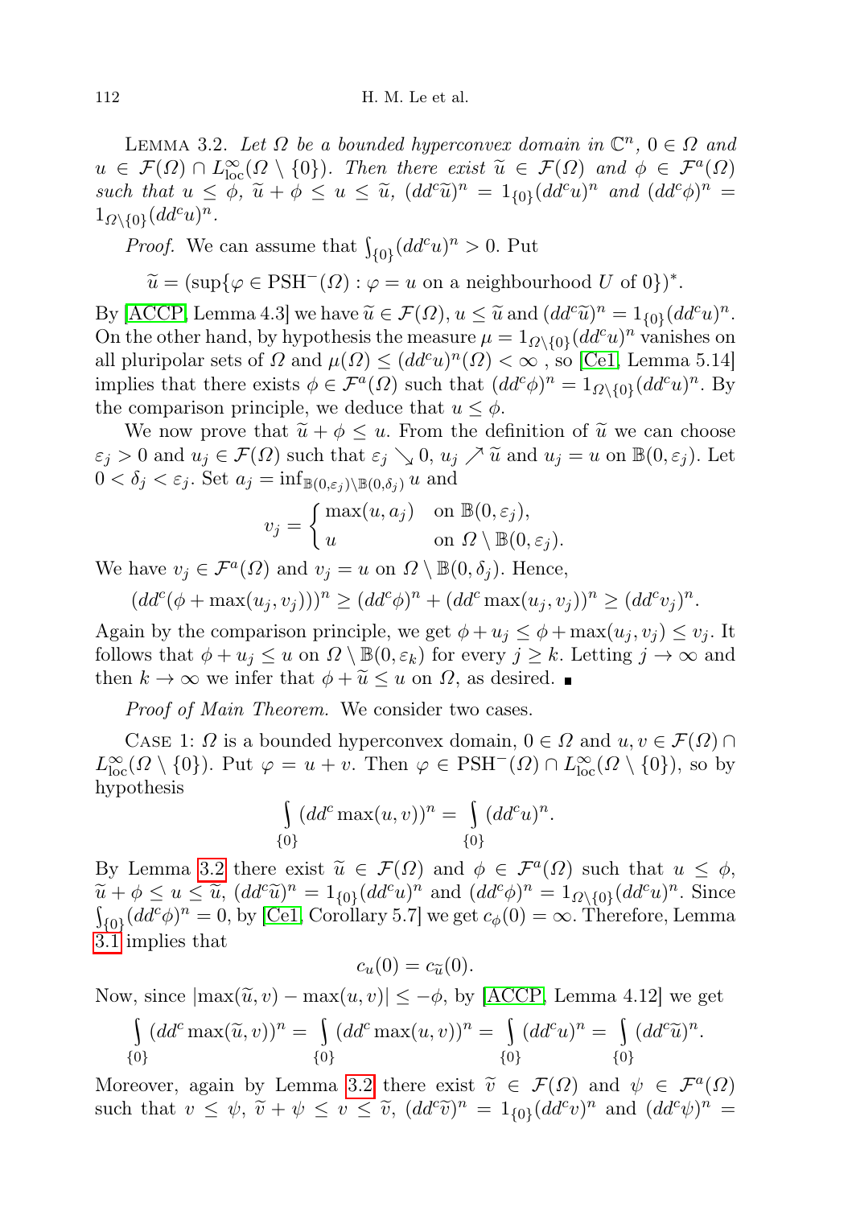LEMMA 3.2. *Let $\Omega$ be a bounded hyperconvex domain in $\mathbb{C}^n$, $0 \in \Omega$ and $u \in \mathcal{F}(\Omega) \cap L^\infty_{\mathrm{loc}}(\Omega \setminus \{0\})$. Then there exist $\widetilde{u} \in \mathcal{F}(\Omega)$ and $\phi \in \mathcal{F}^a(\Omega)$ such that $u \le \phi$, $\widetilde{u} + \phi \le u \le \widetilde{u}$, $(dd^c\widetilde{u})^n = 1_{\{0\}}(dd^c u)^n$ and $(dd^c\phi)^n = 1_{\Omega\setminus\{0\}}(dd^c u)^n$.*

*Proof.* We can assume that $\int_{\{0\}}(dd^c u)^n > 0$. Put

$$\widetilde{u} = (\sup\{\varphi \in \mathrm{PSH}^-(\Omega) : \varphi = u \text{ on a neighbourhood } U \text{ of } 0\})^*.$$

By [ACCP, Lemma 4.3] we have $\widetilde{u} \in \mathcal{F}(\Omega)$, $u \le \widetilde{u}$ and $(dd^c\widetilde{u})^n = 1_{\{0\}}(dd^c u)^n$. On the other hand, by hypothesis the measure $\mu = 1_{\Omega\setminus\{0\}}(dd^c u)^n$ vanishes on all pluripolar sets of $\Omega$ and $\mu(\Omega) \le (dd^c u)^n(\Omega) < \infty$ , so [Ce1, Lemma 5.14] implies that there exists $\phi \in \mathcal{F}^a(\Omega)$ such that $(dd^c\phi)^n = 1_{\Omega\setminus\{0\}}(dd^c u)^n$. By the comparison principle, we deduce that $u \le \phi$.

We now prove that $\widetilde{u} + \phi \le u$. From the definition of $\widetilde{u}$ we can choose $\varepsilon_j > 0$ and $u_j \in \mathcal{F}(\Omega)$ such that $\varepsilon_j \searrow 0$, $u_j \nearrow \widetilde{u}$ and $u_j = u$ on $\mathbb{B}(0, \varepsilon_j)$. Let $0 < \delta_j < \varepsilon_j$. Set $a_j = \inf_{\mathbb{B}(0,\varepsilon_j)\setminus\mathbb{B}(0,\delta_j)} u$ and

$$v_j = \begin{cases} \max(u, a_j) & \text{on } \mathbb{B}(0, \varepsilon_j), \\ u & \text{on } \Omega \setminus \mathbb{B}(0, \varepsilon_j). \end{cases}$$

We have $v_j \in \mathcal{F}^a(\Omega)$ and $v_j = u$ on $\Omega \setminus \mathbb{B}(0, \delta_j)$. Hence,

$$(dd^c(\phi + \max(u_j, v_j)))^n \ge (dd^c\phi)^n + (dd^c \max(u_j, v_j))^n \ge (dd^c v_j)^n.$$

Again by the comparison principle, we get $\phi + u_j \le \phi + \max(u_j, v_j) \le v_j$. It follows that $\phi + u_j \le u$ on $\Omega \setminus \mathbb{B}(0, \varepsilon_k)$ for every $j \ge k$. Letting $j \to \infty$ and then $k \to \infty$ we infer that $\phi + \widetilde{u} \le u$ on $\Omega$, as desired. ∎

*Proof of Main Theorem.* We consider two cases.

CASE 1: $\Omega$ is a bounded hyperconvex domain, $0 \in \Omega$ and $u, v \in \mathcal{F}(\Omega) \cap L^\infty_{\mathrm{loc}}(\Omega \setminus \{0\})$. Put $\varphi = u + v$. Then $\varphi \in \mathrm{PSH}^-(\Omega) \cap L^\infty_{\mathrm{loc}}(\Omega \setminus \{0\})$, so by hypothesis

$$\int_{\{0\}} (dd^c \max(u, v))^n = \int_{\{0\}} (dd^c u)^n.$$

By Lemma 3.2 there exist $\widetilde{u} \in \mathcal{F}(\Omega)$ and $\phi \in \mathcal{F}^a(\Omega)$ such that $u \le \phi$, $\widetilde{u} + \phi \le u \le \widetilde{u}$, $(dd^c\widetilde{u})^n = 1_{\{0\}}(dd^c u)^n$ and $(dd^c\phi)^n = 1_{\Omega\setminus\{0\}}(dd^c u)^n$. Since $\int_{\{0\}}(dd^c\phi)^n = 0$, by [Ce1, Corollary 5.7] we get $c_\phi(0) = \infty$. Therefore, Lemma 3.1 implies that

$$c_u(0) = c_{\widetilde{u}}(0).$$

Now, since $|\max(\widetilde{u}, v) - \max(u, v)| \le -\phi$, by [ACCP, Lemma 4.12] we get

$$\int_{\{0\}} (dd^c \max(\widetilde{u}, v))^n = \int_{\{0\}} (dd^c \max(u, v))^n = \int_{\{0\}} (dd^c u)^n = \int_{\{0\}} (dd^c\widetilde{u})^n.$$

Moreover, again by Lemma 3.2 there exist $\widetilde{v} \in \mathcal{F}(\Omega)$ and $\psi \in \mathcal{F}^a(\Omega)$ such that $v \le \psi$, $\widetilde{v} + \psi \le v \le \widetilde{v}$, $(dd^c\widetilde{v})^n = 1_{\{0\}}(dd^c v)^n$ and $(dd^c\psi)^n =$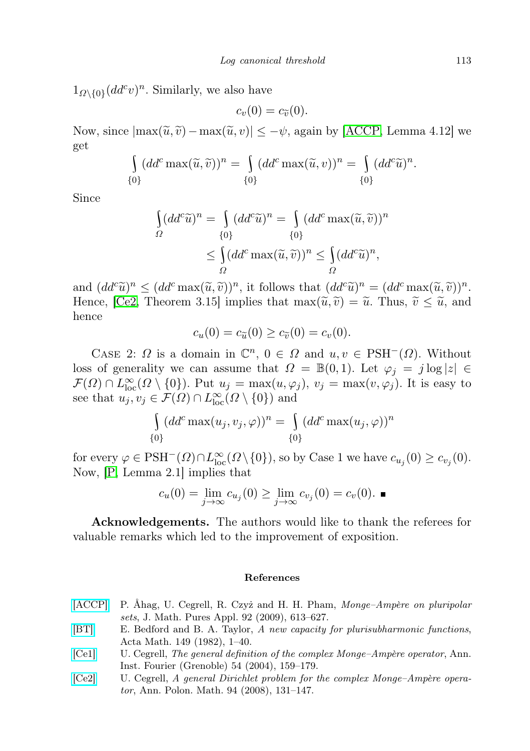$1_{\Omega\setminus\{0\}}(dd^c v)^n$. Similarly, we also have

$$c_v(0) = c_{\widetilde{v}}(0).$$

Now, since $|\max(\widetilde{u}, \widetilde{v}) - \max(\widetilde{u}, v)| \le -\psi$, again by [ACCP, Lemma 4.12] we get

$$\int_{\{0\}} (dd^c \max(\widetilde{u}, \widetilde{v}))^n = \int_{\{0\}} (dd^c \max(\widetilde{u}, v))^n = \int_{\{0\}} (dd^c \widetilde{u})^n.$$

Since

$$\begin{aligned}\int_{\Omega} (dd^c \widetilde{u})^n = \int_{\{0\}} (dd^c \widetilde{u})^n &= \int_{\{0\}} (dd^c \max(\widetilde{u}, \widetilde{v}))^n \\ &\le \int_{\Omega} (dd^c \max(\widetilde{u}, \widetilde{v}))^n \le \int_{\Omega} (dd^c \widetilde{u})^n,\end{aligned}$$

and $(dd^c \widetilde{u})^n \le (dd^c \max(\widetilde{u}, \widetilde{v}))^n$, it follows that $(dd^c \widetilde{u})^n = (dd^c \max(\widetilde{u}, \widetilde{v}))^n$. Hence, [Ce2, Theorem 3.15] implies that $\max(\widetilde{u}, \widetilde{v}) = \widetilde{u}$. Thus, $\widetilde{v} \le \widetilde{u}$, and hence

$$c_u(0) = c_{\widetilde{u}}(0) \ge c_{\widetilde{v}}(0) = c_v(0).$$

CASE 2: $\Omega$ is a domain in $\mathbb{C}^n$, $0 \in \Omega$ and $u, v \in \mathrm{PSH}^-(\Omega)$. Without loss of generality we can assume that $\Omega = \mathbb{B}(0, 1)$. Let $\varphi_j = j \log |z| \in \mathcal{F}(\Omega) \cap L^\infty_{\mathrm{loc}}(\Omega \setminus \{0\})$. Put $u_j = \max(u, \varphi_j)$, $v_j = \max(v, \varphi_j)$. It is easy to see that $u_j, v_j \in \mathcal{F}(\Omega) \cap L^\infty_{\mathrm{loc}}(\Omega \setminus \{0\})$ and

$$\int_{\{0\}} (dd^c \max(u_j, v_j, \varphi))^n = \int_{\{0\}} (dd^c \max(u_j, \varphi))^n$$

for every $\varphi \in \mathrm{PSH}^-(\Omega) \cap L^\infty_{\mathrm{loc}}(\Omega \setminus \{0\})$, so by Case 1 we have $c_{u_j}(0) \ge c_{v_j}(0)$. Now, [P, Lemma 2.1] implies that

$$c_u(0) = \lim_{j\to\infty} c_{u_j}(0) \ge \lim_{j\to\infty} c_{v_j}(0) = c_v(0). \ \blacksquare$$

**Acknowledgements.** The authors would like to thank the referees for valuable remarks which led to the improvement of exposition.

### References

[ACCP] P. Åhag, U. Cegrell, R. Czyż and H. H. Pham, *Monge–Ampère on pluripolar sets*, J. Math. Pures Appl. 92 (2009), 613–627.

[BT] E. Bedford and B. A. Taylor, *A new capacity for plurisubharmonic functions*, Acta Math. 149 (1982), 1–40.

[Ce1] U. Cegrell, *The general definition of the complex Monge–Ampère operator*, Ann. Inst. Fourier (Grenoble) 54 (2004), 159–179.

[Ce2] U. Cegrell, *A general Dirichlet problem for the complex Monge–Ampère operator*, Ann. Polon. Math. 94 (2008), 131–147.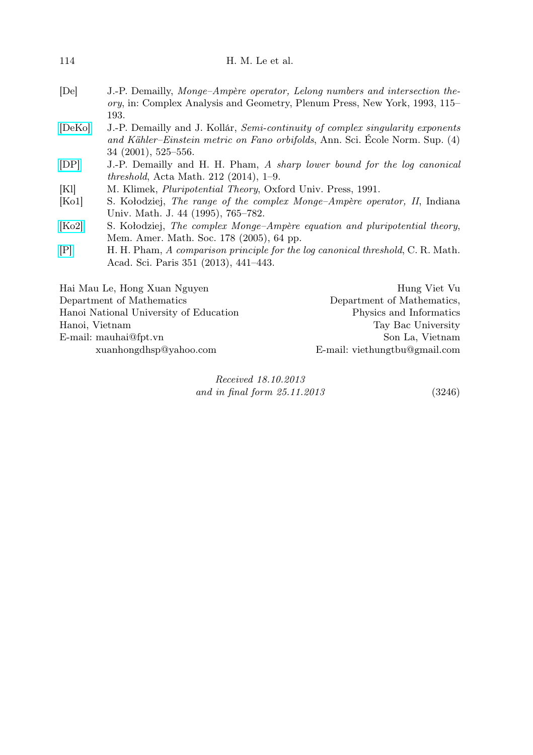[De] J.-P. Demailly, *Monge–Ampère operator, Lelong numbers and intersection theory*, in: Complex Analysis and Geometry, Plenum Press, New York, 1993, 115–193.

[DeKo] J.-P. Demailly and J. Kollár, *Semi-continuity of complex singularity exponents and Kähler–Einstein metric on Fano orbifolds*, Ann. Sci. École Norm. Sup. (4) 34 (2001), 525–556.

[DP] J.-P. Demailly and H. H. Pham, *A sharp lower bound for the log canonical threshold*, Acta Math. 212 (2014), 1–9.

[Kl] M. Klimek, *Pluripotential Theory*, Oxford Univ. Press, 1991.

[Ko1] S. Kołodziej, *The range of the complex Monge–Ampère operator, II*, Indiana Univ. Math. J. 44 (1995), 765–782.

[Ko2] S. Kołodziej, *The complex Monge–Ampère equation and pluripotential theory*, Mem. Amer. Math. Soc. 178 (2005), 64 pp.

[P] H. H. Pham, *A comparison principle for the log canonical threshold*, C. R. Math. Acad. Sci. Paris 351 (2013), 441–443.

Hai Mau Le, Hong Xuan Nguyen
Department of Mathematics
Hanoi National University of Education
Hanoi, Vietnam
E-mail: mauhai@fpt.vn
xuanhongdhsp@yahoo.com

Hung Viet Vu
Department of Mathematics,
Physics and Informatics
Tay Bac University
Son La, Vietnam
E-mail: viethungtbu@gmail.com

*Received 18.10.2013*
*and in final form 25.11.2013* (3246)